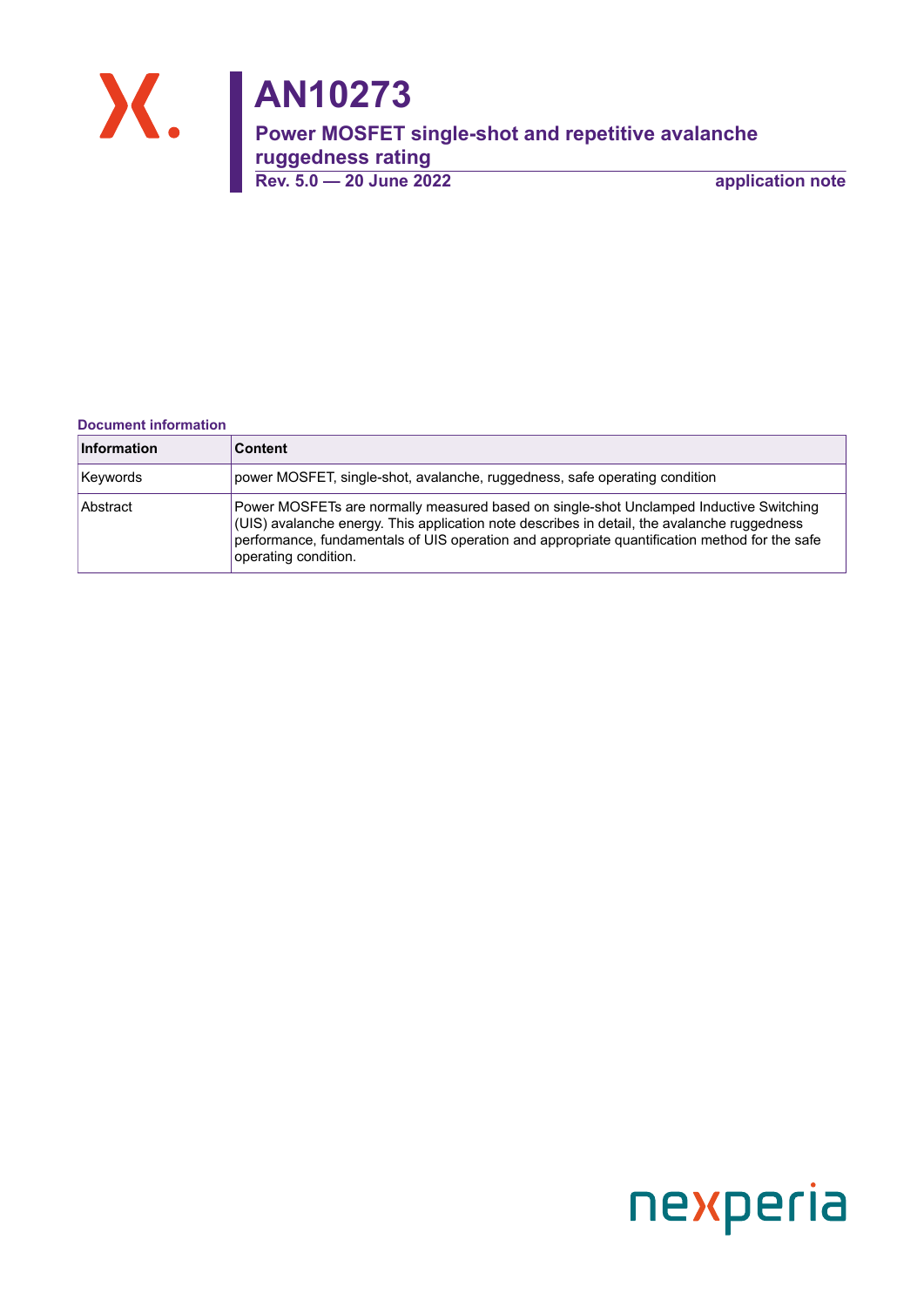# AN10273

## Power MOSFET single-shot and repetitive avalanche ruggedness rating

**Rev. 5.0 — 20 June 2022** **application note**

**Document information**

| Information | Content |
| --- | --- |
| Keywords | power MOSFET, single-shot, avalanche, ruggedness, safe operating condition |
| Abstract | Power MOSFETs are normally measured based on single-shot Unclamped Inductive Switching (UIS) avalanche energy. This application note describes in detail, the avalanche ruggedness performance, fundamentals of UIS operation and appropriate quantification method for the safe operating condition. |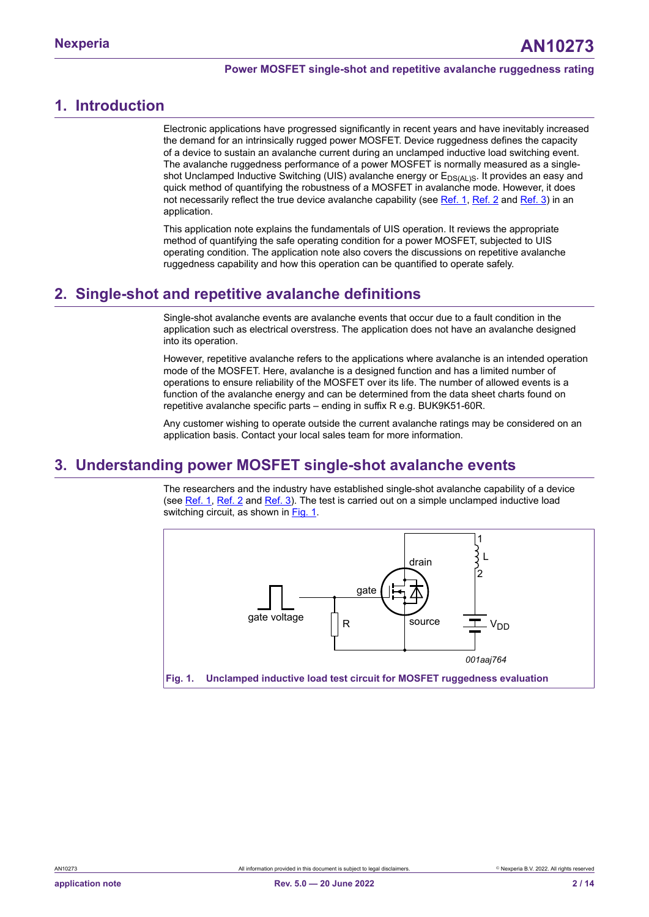## 1. Introduction

Electronic applications have progressed significantly in recent years and have inevitably increased the demand for an intrinsically rugged power MOSFET. Device ruggedness defines the capacity of a device to sustain an avalanche current during an unclamped inductive load switching event. The avalanche ruggedness performance of a power MOSFET is normally measured as a single-shot Unclamped Inductive Switching (UIS) avalanche energy or $E_{DS(AL)S}$. It provides an easy and quick method of quantifying the robustness of a MOSFET in avalanche mode. However, it does not necessarily reflect the true device avalanche capability (see Ref. 1, Ref. 2 and Ref. 3) in an application.

This application note explains the fundamentals of UIS operation. It reviews the appropriate method of quantifying the safe operating condition for a power MOSFET, subjected to UIS operating condition. The application note also covers the discussions on repetitive avalanche ruggedness capability and how this operation can be quantified to operate safely.

## 2. Single-shot and repetitive avalanche definitions

Single-shot avalanche events are avalanche events that occur due to a fault condition in the application such as electrical overstress. The application does not have an avalanche designed into its operation.

However, repetitive avalanche refers to the applications where avalanche is an intended operation mode of the MOSFET. Here, avalanche is a designed function and has a limited number of operations to ensure reliability of the MOSFET over its life. The number of allowed events is a function of the avalanche energy and can be determined from the data sheet charts found on repetitive avalanche specific parts – ending in suffix R e.g. BUK9K51-60R.

Any customer wishing to operate outside the current avalanche ratings may be considered on an application basis. Contact your local sales team for more information.

## 3. Understanding power MOSFET single-shot avalanche events

The researchers and the industry have established single-shot avalanche capability of a device (see Ref. 1, Ref. 2 and Ref. 3). The test is carried out on a simple unclamped inductive load switching circuit, as shown in Fig. 1.

**Fig. 1. Unclamped inductive load test circuit for MOSFET ruggedness evaluation**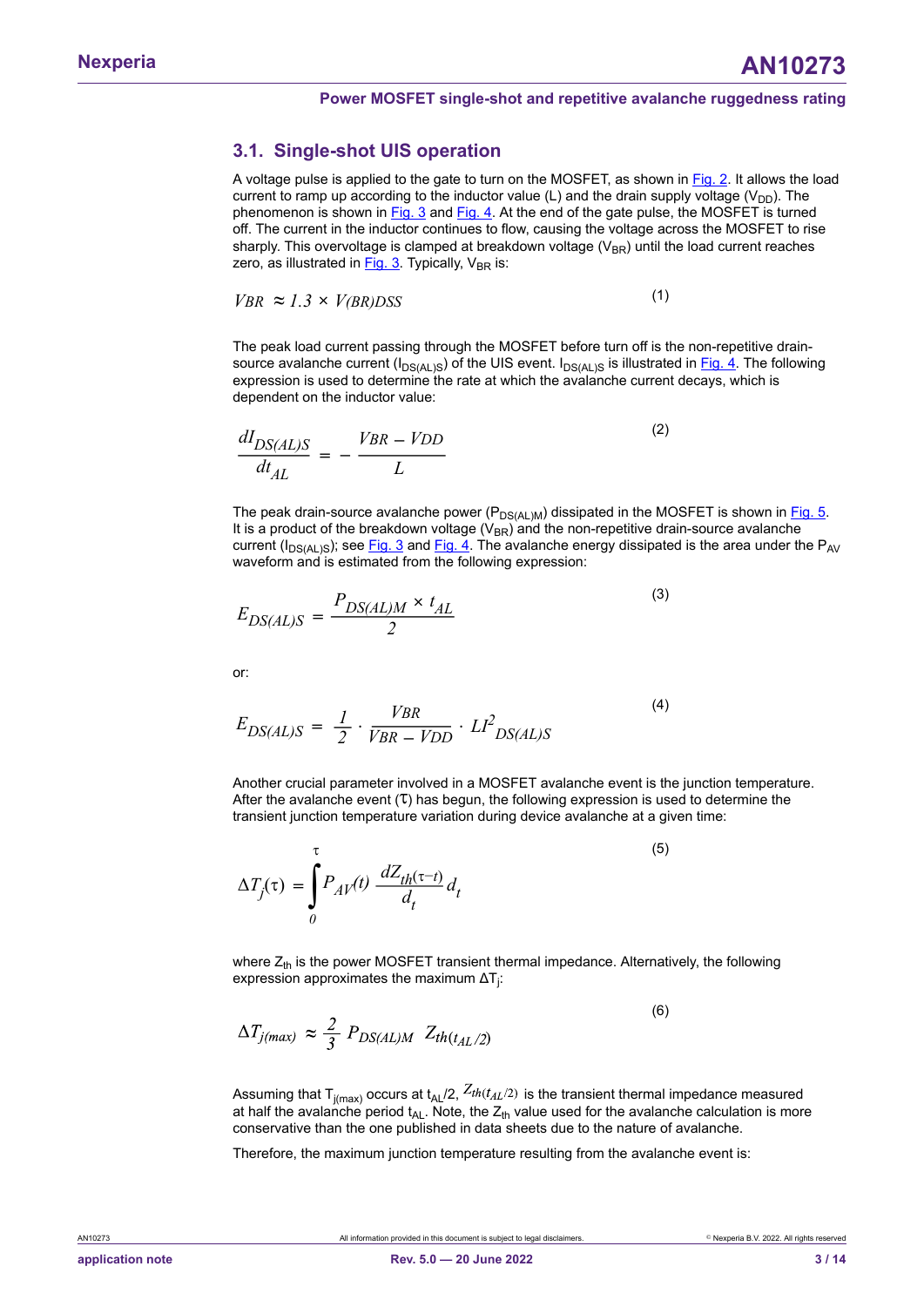## 3.1. Single-shot UIS operation

A voltage pulse is applied to the gate to turn on the MOSFET, as shown in Fig. 2. It allows the load current to ramp up according to the inductor value (L) and the drain supply voltage ($V_{DD}$). The phenomenon is shown in Fig. 3 and Fig. 4. At the end of the gate pulse, the MOSFET is turned off. The current in the inductor continues to flow, causing the voltage across the MOSFET to rise sharply. This overvoltage is clamped at breakdown voltage ($V_{BR}$) until the load current reaches zero, as illustrated in Fig. 3. Typically, $V_{BR}$ is:

$$VBR \approx 1.3 \times V(BR)DSS \tag{1}$$

The peak load current passing through the MOSFET before turn off is the non-repetitive drain-source avalanche current ($I_{DS(AL)S}$) of the UIS event. $I_{DS(AL)S}$ is illustrated in Fig. 4. The following expression is used to determine the rate at which the avalanche current decays, which is dependent on the inductor value:

$$\frac{dI_{DS(AL)S}}{dt_{AL}} = -\frac{VBR - VDD}{L} \tag{2}$$

The peak drain-source avalanche power ($P_{DS(AL)M}$) dissipated in the MOSFET is shown in Fig. 5. It is a product of the breakdown voltage ($V_{BR}$) and the non-repetitive drain-source avalanche current ($I_{DS(AL)S}$); see Fig. 3 and Fig. 4. The avalanche energy dissipated is the area under the $P_{AV}$ waveform and is estimated from the following expression:

$$E_{DS(AL)S} = \frac{P_{DS(AL)M} \times t_{AL}}{2} \tag{3}$$

or:

$$E_{DS(AL)S} = \frac{1}{2} \cdot \frac{VBR}{VBR - VDD} \cdot LI^2_{DS(AL)S} \tag{4}$$

Another crucial parameter involved in a MOSFET avalanche event is the junction temperature. After the avalanche event ($\tau$) has begun, the following expression is used to determine the transient junction temperature variation during device avalanche at a given time:

$$\Delta T_j(\tau) = \int_0^{\tau} P_{AV}(t)\, \frac{dZ_{th(\tau - t)}}{d_t}\, d_t \tag{5}$$

where $Z_{th}$ is the power MOSFET transient thermal impedance. Alternatively, the following expression approximates the maximum $\Delta T_j$:

$$\Delta T_{j(max)} \approx \frac{2}{3}\, P_{DS(AL)M}\ \ Z_{th(t_{AL}/2)} \tag{6}$$

Assuming that $T_{j(max)}$ occurs at $t_{AL}/2$, $Z_{th(t_{AL}/2)}$ is the transient thermal impedance measured at half the avalanche period $t_{AL}$. Note, the $Z_{th}$ value used for the avalanche calculation is more conservative than the one published in data sheets due to the nature of avalanche.

Therefore, the maximum junction temperature resulting from the avalanche event is: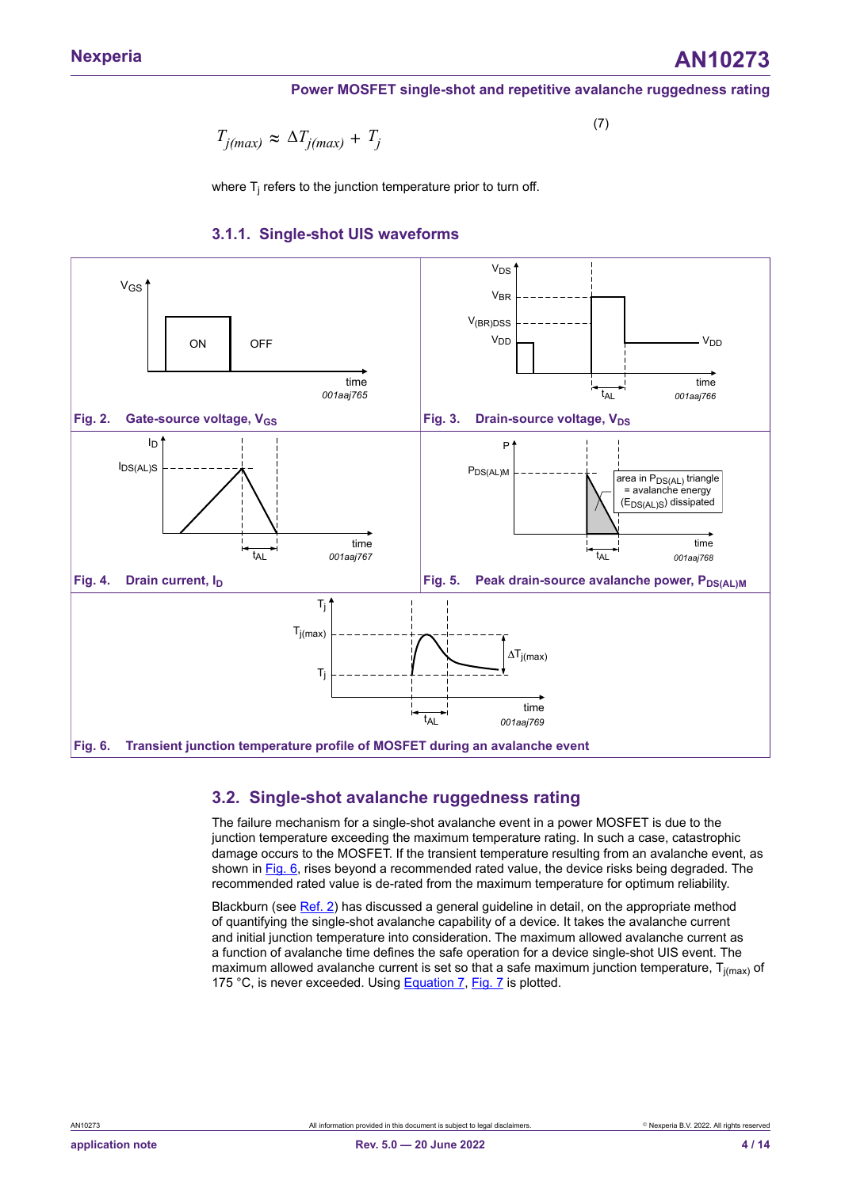$$T_{j(max)} \approx \Delta T_{j(max)} + T_j \quad (7)$$

where $T_j$ refers to the junction temperature prior to turn off.

### 3.1.1. Single-shot UIS waveforms

Fig. 2. Gate-source voltage, $V_{GS}$

Fig. 3. Drain-source voltage, $V_{DS}$

Fig. 4. Drain current, $I_D$

Fig. 5. Peak drain-source avalanche power, $P_{DS(AL)M}$

Fig. 6. Transient junction temperature profile of MOSFET during an avalanche event

## 3.2. Single-shot avalanche ruggedness rating

The failure mechanism for a single-shot avalanche event in a power MOSFET is due to the junction temperature exceeding the maximum temperature rating. In such a case, catastrophic damage occurs to the MOSFET. If the transient temperature resulting from an avalanche event, as shown in Fig. 6, rises beyond a recommended rated value, the device risks being degraded. The recommended rated value is de-rated from the maximum temperature for optimum reliability.

Blackburn (see Ref. 2) has discussed a general guideline in detail, on the appropriate method of quantifying the single-shot avalanche capability of a device. It takes the avalanche current and initial junction temperature into consideration. The maximum allowed avalanche current as a function of avalanche time defines the safe operation for a device single-shot UIS event. The maximum allowed avalanche current is set so that a safe maximum junction temperature, $T_{j(max)}$ of 175 °C, is never exceeded. Using Equation 7, Fig. 7 is plotted.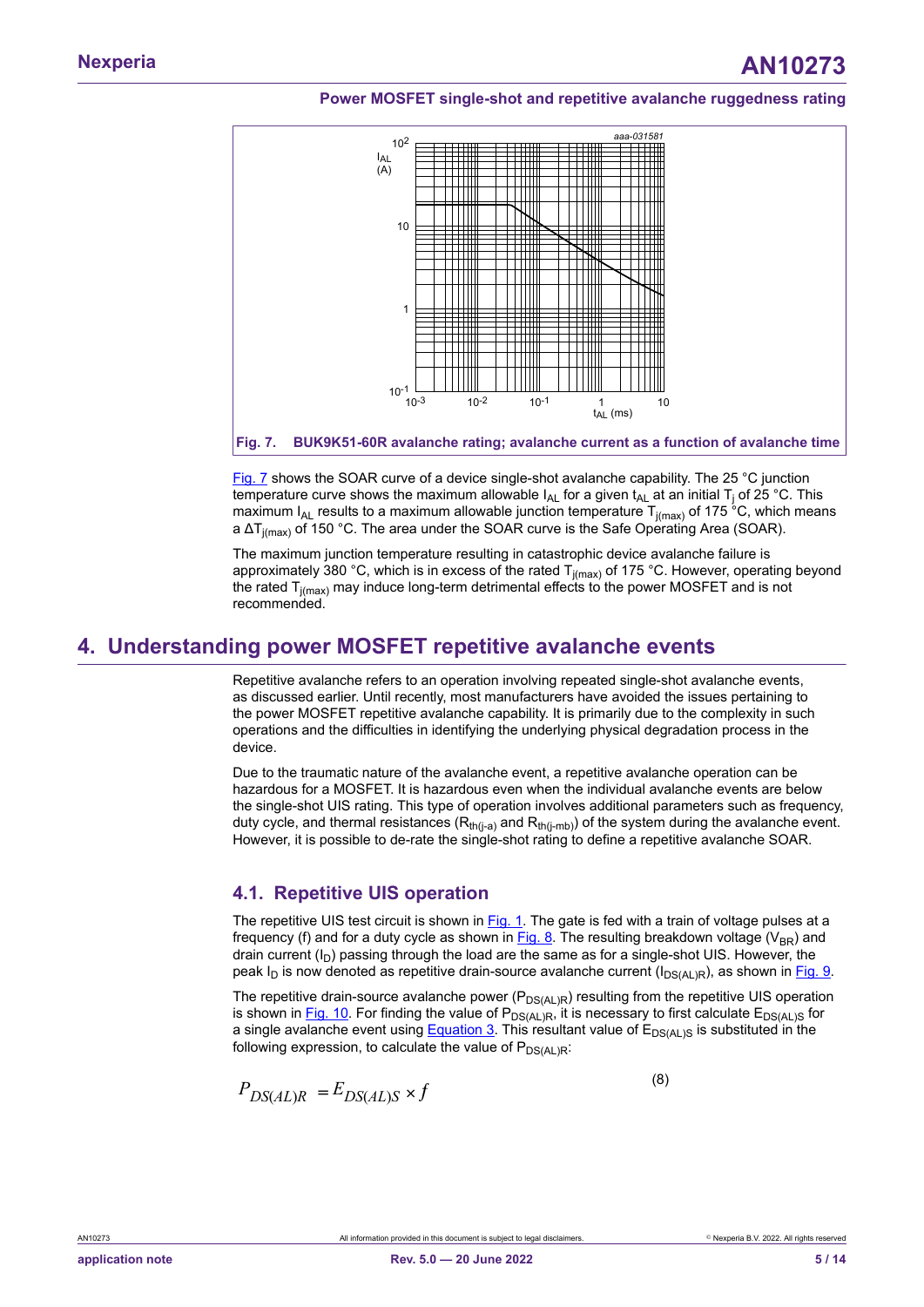Fig. 7. BUK9K51-60R avalanche rating; avalanche current as a function of avalanche time

Fig. 7 shows the SOAR curve of a device single-shot avalanche capability. The 25 °C junction temperature curve shows the maximum allowable $I_{AL}$ for a given $t_{AL}$ at an initial $T_j$ of 25 °C. This maximum $I_{AL}$ results to a maximum allowable junction temperature $T_{j(max)}$ of 175 °C, which means a $\Delta T_{j(max)}$ of 150 °C. The area under the SOAR curve is the Safe Operating Area (SOAR).

The maximum junction temperature resulting in catastrophic device avalanche failure is approximately 380 °C, which is in excess of the rated $T_{j(max)}$ of 175 °C. However, operating beyond the rated $T_{j(max)}$ may induce long-term detrimental effects to the power MOSFET and is not recommended.

## 4. Understanding power MOSFET repetitive avalanche events

Repetitive avalanche refers to an operation involving repeated single-shot avalanche events, as discussed earlier. Until recently, most manufacturers have avoided the issues pertaining to the power MOSFET repetitive avalanche capability. It is primarily due to the complexity in such operations and the difficulties in identifying the underlying physical degradation process in the device.

Due to the traumatic nature of the avalanche event, a repetitive avalanche operation can be hazardous for a MOSFET. It is hazardous even when the individual avalanche events are below the single-shot UIS rating. This type of operation involves additional parameters such as frequency, duty cycle, and thermal resistances ($R_{th(j-a)}$ and $R_{th(j-mb)}$) of the system during the avalanche event. However, it is possible to de-rate the single-shot rating to define a repetitive avalanche SOAR.

### 4.1. Repetitive UIS operation

The repetitive UIS test circuit is shown in Fig. 1. The gate is fed with a train of voltage pulses at a frequency (f) and for a duty cycle as shown in Fig. 8. The resulting breakdown voltage ($V_{BR}$) and drain current ($I_D$) passing through the load are the same as for a single-shot UIS. However, the peak $I_D$ is now denoted as repetitive drain-source avalanche current ($I_{DS(AL)R}$), as shown in Fig. 9.

The repetitive drain-source avalanche power ($P_{DS(AL)R}$) resulting from the repetitive UIS operation is shown in Fig. 10. For finding the value of $P_{DS(AL)R}$, it is necessary to first calculate $E_{DS(AL)S}$ for a single avalanche event using Equation 3. This resultant value of $E_{DS(AL)S}$ is substituted in the following expression, to calculate the value of $P_{DS(AL)R}$:

$$P_{DS(AL)R} = E_{DS(AL)S} \times f \qquad (8)$$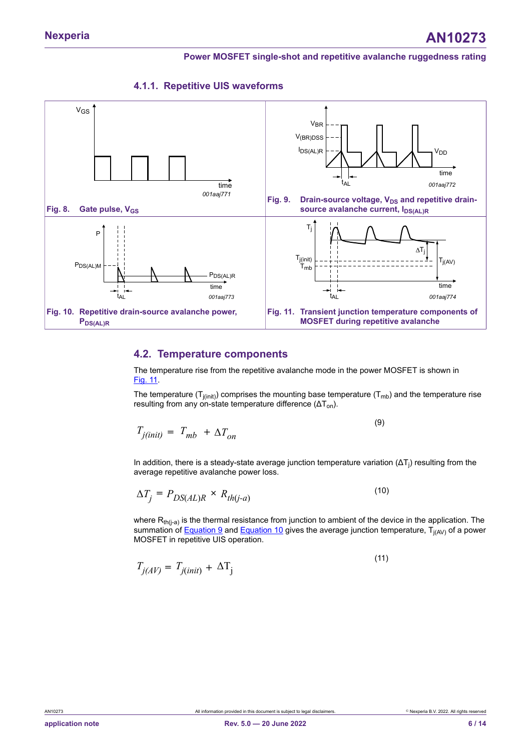### 4.1.1. Repetitive UIS waveforms

Fig. 8. Gate pulse, $V_{GS}$

Fig. 9. Drain-source voltage, $V_{DS}$ and repetitive drain-source avalanche current, $I_{DS(AL)R}$

Fig. 10. Repetitive drain-source avalanche power, $P_{DS(AL)R}$

Fig. 11. Transient junction temperature components of MOSFET during repetitive avalanche

## 4.2. Temperature components

The temperature rise from the repetitive avalanche mode in the power MOSFET is shown in Fig. 11.

The temperature ($T_{j(init)}$) comprises the mounting base temperature ($T_{mb}$) and the temperature rise resulting from any on-state temperature difference ($\Delta T_{on}$).

$$T_{j(init)} = T_{mb} + \Delta T_{on} \tag{9}$$

In addition, there is a steady-state average junction temperature variation ($\Delta T_j$) resulting from the average repetitive avalanche power loss.

$$\Delta T_j = P_{DS(AL)R} \times R_{th(j\text{-}a)} \tag{10}$$

where $R_{th(j\text{-}a)}$ is the thermal resistance from junction to ambient of the device in the application. The summation of Equation 9 and Equation 10 gives the average junction temperature, $T_{j(AV)}$ of a power MOSFET in repetitive UIS operation.

$$T_{j(AV)} = T_{j(init)} + \Delta T_j \tag{11}$$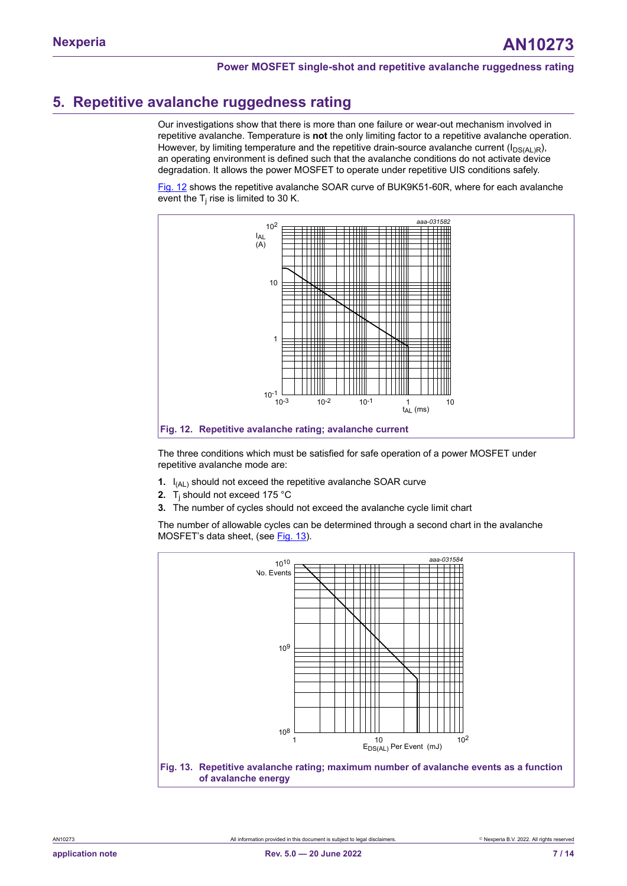## 5. Repetitive avalanche ruggedness rating

Our investigations show that there is more than one failure or wear-out mechanism involved in repetitive avalanche. Temperature is **not** the only limiting factor to a repetitive avalanche operation. However, by limiting temperature and the repetitive drain-source avalanche current ($I_{DS(AL)R}$), an operating environment is defined such that the avalanche conditions do not activate device degradation. It allows the power MOSFET to operate under repetitive UIS conditions safely.

Fig. 12 shows the repetitive avalanche SOAR curve of BUK9K51-60R, where for each avalanche event the $T_j$ rise is limited to 30 K.

**Fig. 12. Repetitive avalanche rating; avalanche current**

The three conditions which must be satisfied for safe operation of a power MOSFET under repetitive avalanche mode are:

1. $I_{(AL)}$ should not exceed the repetitive avalanche SOAR curve
2. $T_j$ should not exceed 175 °C
3. The number of cycles should not exceed the avalanche cycle limit chart

The number of allowable cycles can be determined through a second chart in the avalanche MOSFET's data sheet, (see Fig. 13).

**Fig. 13. Repetitive avalanche rating; maximum number of avalanche events as a function of avalanche energy**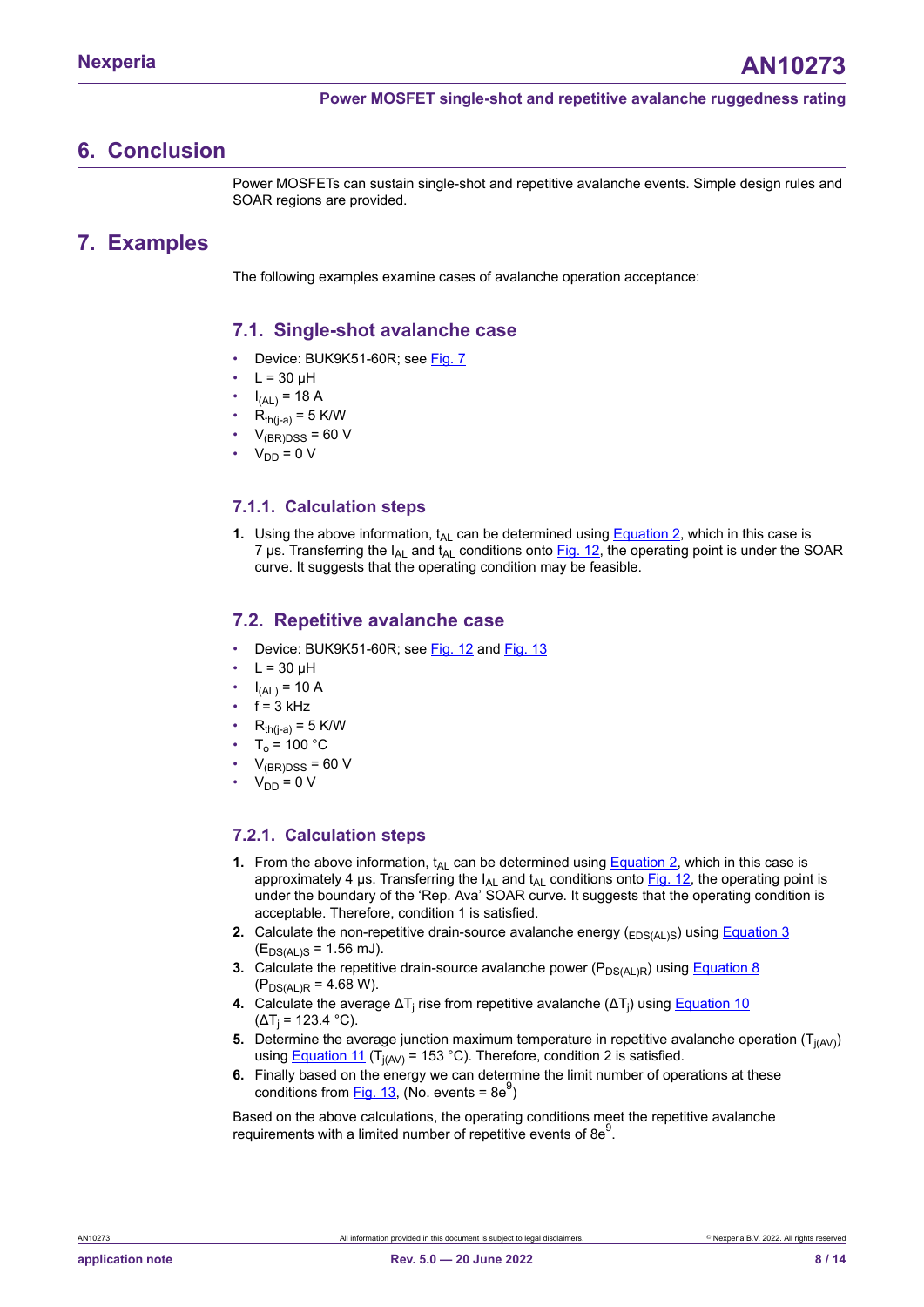## 6. Conclusion

Power MOSFETs can sustain single-shot and repetitive avalanche events. Simple design rules and SOAR regions are provided.

## 7. Examples

The following examples examine cases of avalanche operation acceptance:

### 7.1. Single-shot avalanche case

- Device: BUK9K51-60R; see Fig. 7
- $L = 30\ \mu H$
- $I_{(AL)} = 18\ A$
- $R_{th(j-a)} = 5\ K/W$
- $V_{(BR)DSS} = 60\ V$
- $V_{DD} = 0\ V$

#### 7.1.1. Calculation steps

1. Using the above information, $t_{AL}$ can be determined using Equation 2, which in this case is 7 µs. Transferring the $I_{AL}$ and $t_{AL}$ conditions onto Fig. 12, the operating point is under the SOAR curve. It suggests that the operating condition may be feasible.

### 7.2. Repetitive avalanche case

- Device: BUK9K51-60R; see Fig. 12 and Fig. 13
- $L = 30\ \mu H$
- $I_{(AL)} = 10\ A$
- $f = 3\ kHz$
- $R_{th(j-a)} = 5\ K/W$
- $T_o = 100\ °C$
- $V_{(BR)DSS} = 60\ V$
- $V_{DD} = 0\ V$

#### 7.2.1. Calculation steps

1. From the above information, $t_{AL}$ can be determined using Equation 2, which in this case is approximately 4 µs. Transferring the $I_{AL}$ and $t_{AL}$ conditions onto Fig. 12, the operating point is under the boundary of the 'Rep. Ava' SOAR curve. It suggests that the operating condition is acceptable. Therefore, condition 1 is satisfied.
2. Calculate the non-repetitive drain-source avalanche energy ($_{EDS(AL)S}$) using Equation 3 ($E_{DS(AL)S} = 1.56\ mJ$).
3. Calculate the repetitive drain-source avalanche power ($P_{DS(AL)R}$) using Equation 8 ($P_{DS(AL)R} = 4.68\ W$).
4. Calculate the average $\Delta T_j$ rise from repetitive avalanche ($\Delta T_j$) using Equation 10 ($\Delta T_j = 123.4\ °C$).
5. Determine the average junction maximum temperature in repetitive avalanche operation ($T_{j(AV)}$) using Equation 11 ($T_{j(AV)} = 153\ °C$). Therefore, condition 2 is satisfied.
6. Finally based on the energy we can determine the limit number of operations at these conditions from Fig. 13, (No. events = $8e^9$)

Based on the above calculations, the operating conditions meet the repetitive avalanche requirements with a limited number of repetitive events of $8e^9$.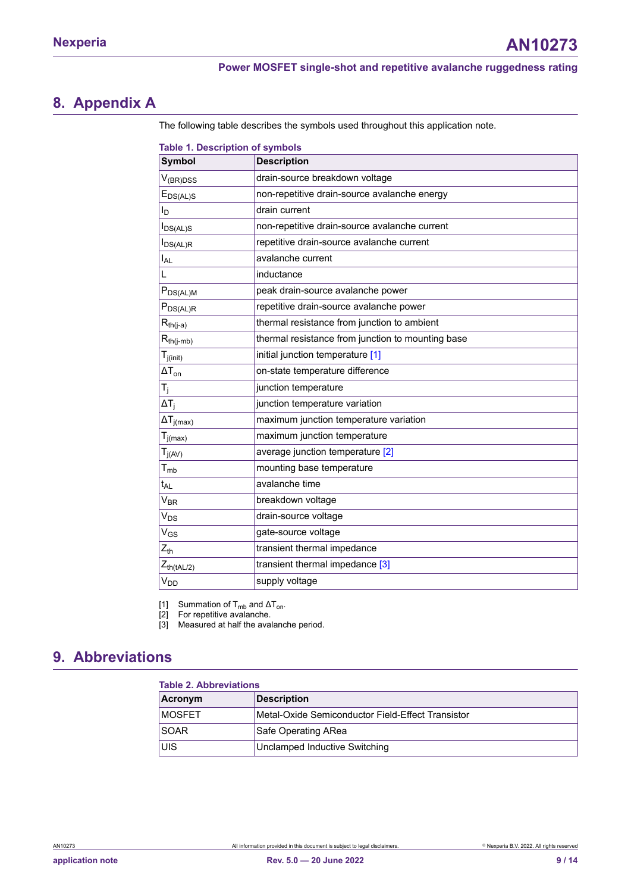## 8. Appendix A

The following table describes the symbols used throughout this application note.

**Table 1. Description of symbols**

| Symbol | Description |
|---|---|
| $V_{(BR)DSS}$ | drain-source breakdown voltage |
| $E_{DS(AL)S}$ | non-repetitive drain-source avalanche energy |
| $I_D$ | drain current |
| $I_{DS(AL)S}$ | non-repetitive drain-source avalanche current |
| $I_{DS(AL)R}$ | repetitive drain-source avalanche current |
| $I_{AL}$ | avalanche current |
| L | inductance |
| $P_{DS(AL)M}$ | peak drain-source avalanche power |
| $P_{DS(AL)R}$ | repetitive drain-source avalanche power |
| $R_{th(j-a)}$ | thermal resistance from junction to ambient |
| $R_{th(j-mb)}$ | thermal resistance from junction to mounting base |
| $T_{j(init)}$ | initial junction temperature [1] |
| $\Delta T_{on}$ | on-state temperature difference |
| $T_j$ | junction temperature |
| $\Delta T_j$ | junction temperature variation |
| $\Delta T_{j(max)}$ | maximum junction temperature variation |
| $T_{j(max)}$ | maximum junction temperature |
| $T_{j(AV)}$ | average junction temperature [2] |
| $T_{mb}$ | mounting base temperature |
| $t_{AL}$ | avalanche time |
| $V_{BR}$ | breakdown voltage |
| $V_{DS}$ | drain-source voltage |
| $V_{GS}$ | gate-source voltage |
| $Z_{th}$ | transient thermal impedance |
| $Z_{th(tAL/2)}$ | transient thermal impedance [3] |
| $V_{DD}$ | supply voltage |

[1] Summation of $T_{mb}$ and $\Delta T_{on}$.
[2] For repetitive avalanche.
[3] Measured at half the avalanche period.

## 9. Abbreviations

**Table 2. Abbreviations**

| Acronym | Description |
|---|---|
| MOSFET | Metal-Oxide Semiconductor Field-Effect Transistor |
| SOAR | Safe Operating ARea |
| UIS | Unclamped Inductive Switching |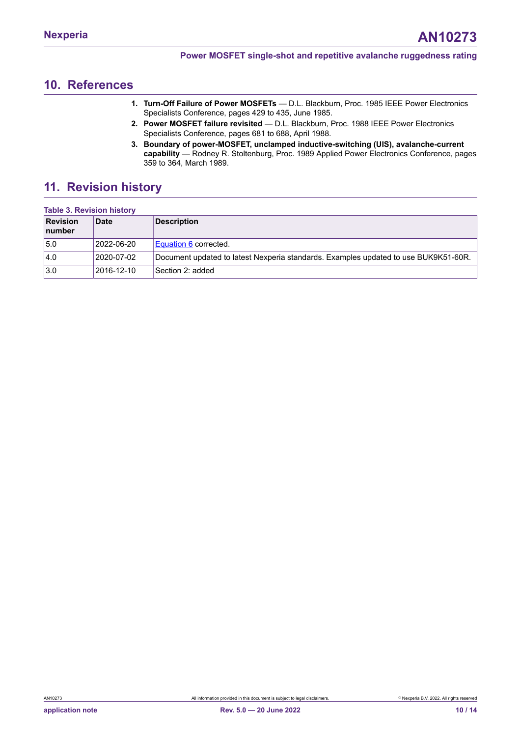## 10. References

1. **Turn-Off Failure of Power MOSFETs** — D.L. Blackburn, Proc. 1985 IEEE Power Electronics Specialists Conference, pages 429 to 435, June 1985.
2. **Power MOSFET failure revisited** — D.L. Blackburn, Proc. 1988 IEEE Power Electronics Specialists Conference, pages 681 to 688, April 1988.
3. **Boundary of power-MOSFET, unclamped inductive-switching (UIS), avalanche-current capability** — Rodney R. Stoltenburg, Proc. 1989 Applied Power Electronics Conference, pages 359 to 364, March 1989.

## 11. Revision history

**Table 3. Revision history**

| Revision number | Date | Description |
|---|---|---|
| 5.0 | 2022-06-20 | Equation 6 corrected. |
| 4.0 | 2020-07-02 | Document updated to latest Nexperia standards. Examples updated to use BUK9K51-60R. |
| 3.0 | 2016-12-10 | Section 2: added |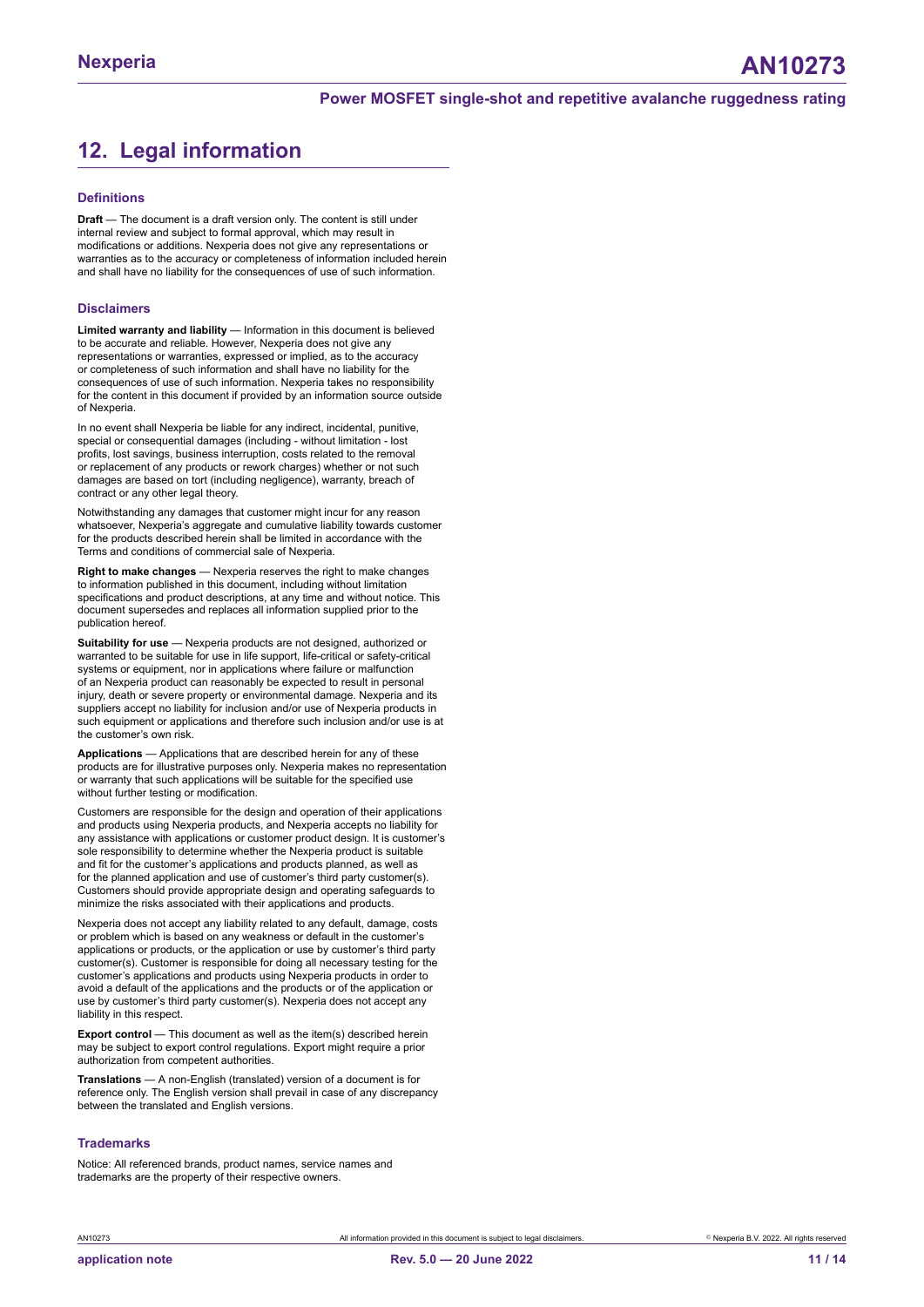## 12. Legal information

### Definitions

**Draft** — The document is a draft version only. The content is still under internal review and subject to formal approval, which may result in modifications or additions. Nexperia does not give any representations or warranties as to the accuracy or completeness of information included herein and shall have no liability for the consequences of use of such information.

### Disclaimers

**Limited warranty and liability** — Information in this document is believed to be accurate and reliable. However, Nexperia does not give any representations or warranties, expressed or implied, as to the accuracy or completeness of such information and shall have no liability for the consequences of use of such information. Nexperia takes no responsibility for the content in this document if provided by an information source outside of Nexperia.

In no event shall Nexperia be liable for any indirect, incidental, punitive, special or consequential damages (including - without limitation - lost profits, lost savings, business interruption, costs related to the removal or replacement of any products or rework charges) whether or not such damages are based on tort (including negligence), warranty, breach of contract or any other legal theory.

Notwithstanding any damages that customer might incur for any reason whatsoever, Nexperia's aggregate and cumulative liability towards customer for the products described herein shall be limited in accordance with the Terms and conditions of commercial sale of Nexperia.

**Right to make changes** — Nexperia reserves the right to make changes to information published in this document, including without limitation specifications and product descriptions, at any time and without notice. This document supersedes and replaces all information supplied prior to the publication hereof.

**Suitability for use** — Nexperia products are not designed, authorized or warranted to be suitable for use in life support, life-critical or safety-critical systems or equipment, nor in applications where failure or malfunction of an Nexperia product can reasonably be expected to result in personal injury, death or severe property or environmental damage. Nexperia and its suppliers accept no liability for inclusion and/or use of Nexperia products in such equipment or applications and therefore such inclusion and/or use is at the customer's own risk.

**Applications** — Applications that are described herein for any of these products are for illustrative purposes only. Nexperia makes no representation or warranty that such applications will be suitable for the specified use without further testing or modification.

Customers are responsible for the design and operation of their applications and products using Nexperia products, and Nexperia accepts no liability for any assistance with applications or customer product design. It is customer's sole responsibility to determine whether the Nexperia product is suitable and fit for the customer's applications and products planned, as well as for the planned application and use of customer's third party customer(s). Customers should provide appropriate design and operating safeguards to minimize the risks associated with their applications and products.

Nexperia does not accept any liability related to any default, damage, costs or problem which is based on any weakness or default in the customer's applications or products, or the application or use by customer's third party customer(s). Customer is responsible for doing all necessary testing for the customer's applications and products using Nexperia products in order to avoid a default of the applications and the products or of the application or use by customer's third party customer(s). Nexperia does not accept any liability in this respect.

**Export control** — This document as well as the item(s) described herein may be subject to export control regulations. Export might require a prior authorization from competent authorities.

**Translations** — A non-English (translated) version of a document is for reference only. The English version shall prevail in case of any discrepancy between the translated and English versions.

### Trademarks

Notice: All referenced brands, product names, service names and trademarks are the property of their respective owners.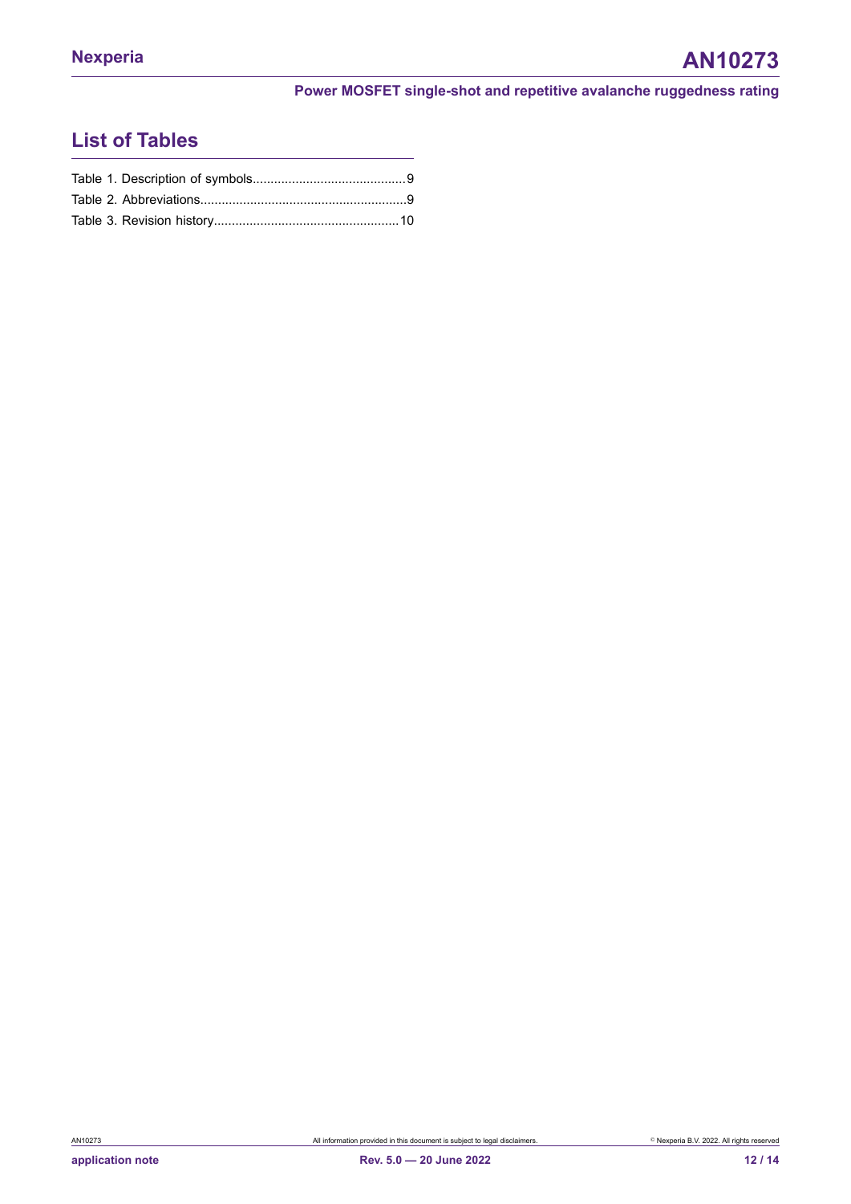## List of Tables

Table 1. Description of symbols...........................................9
Table 2. Abbreviations..........................................................9
Table 3. Revision history....................................................10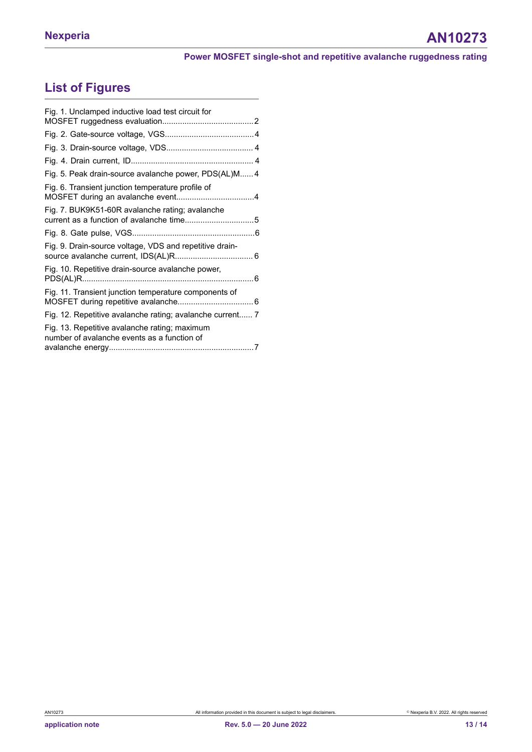## List of Figures

Fig. 1. Unclamped inductive load test circuit for MOSFET ruggedness evaluation.........................................2

Fig. 2. Gate-source voltage, VGS.......................................4

Fig. 3. Drain-source voltage, VDS...................................... 4

Fig. 4. Drain current, ID...................................................... 4

Fig. 5. Peak drain-source avalanche power, PDS(AL)M...... 4

Fig. 6. Transient junction temperature profile of MOSFET during an avalanche event..................................4

Fig. 7. BUK9K51-60R avalanche rating; avalanche current as a function of avalanche time...............................5

Fig. 8. Gate pulse, VGS......................................................6

Fig. 9. Drain-source voltage, VDS and repetitive drain-source avalanche current, IDS(AL)R.................................. 6

Fig. 10. Repetitive drain-source avalanche power, PDS(AL)R...........................................................................6

Fig. 11. Transient junction temperature components of MOSFET during repetitive avalanche.................................6

Fig. 12. Repetitive avalanche rating; avalanche current...... 7

Fig. 13. Repetitive avalanche rating; maximum number of avalanche events as a function of avalanche energy................................................................7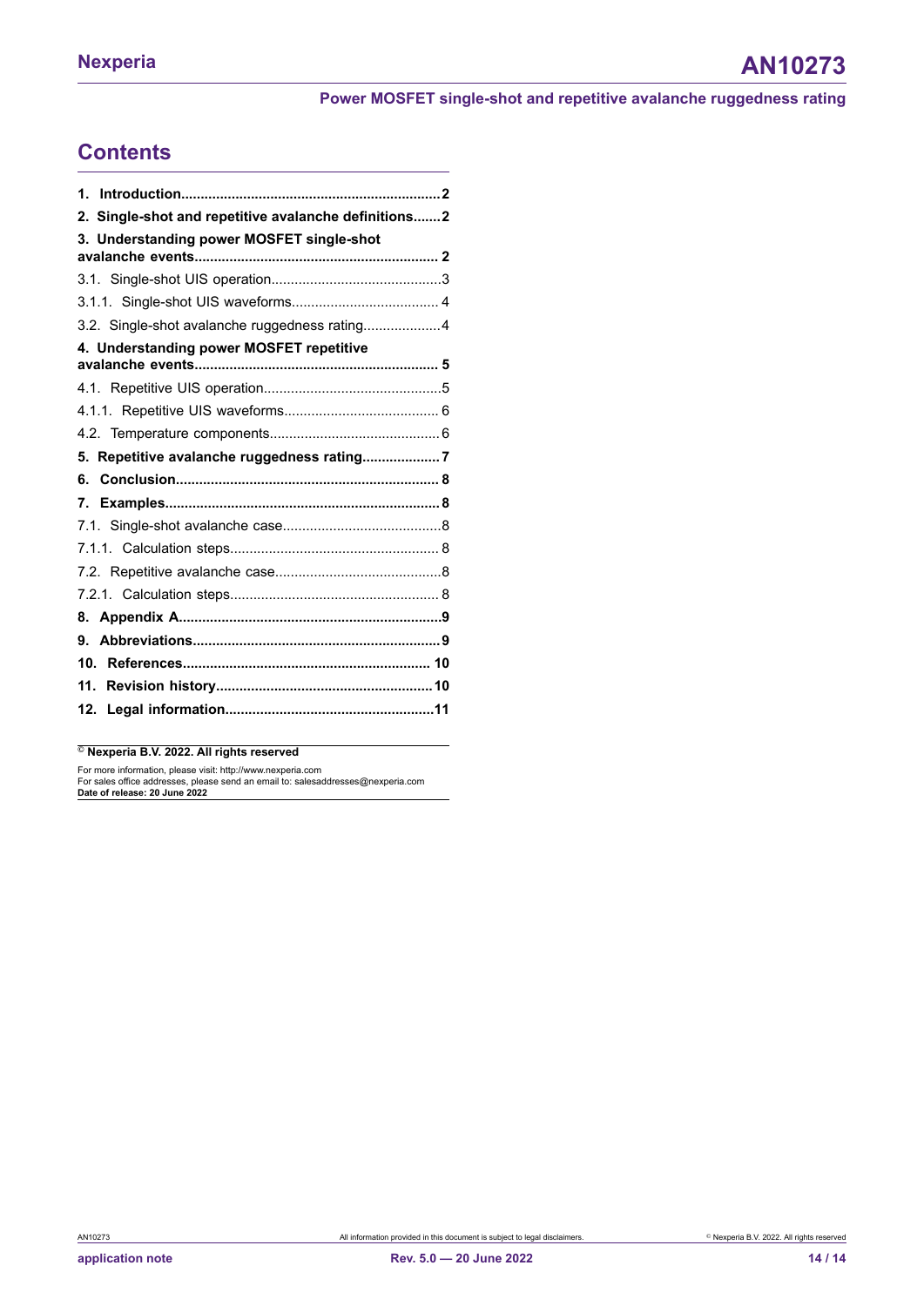## Contents

**1. Introduction** ........ **2**
**2. Single-shot and repetitive avalanche definitions** ........ **2**
**3. Understanding power MOSFET single-shot avalanche events** ........ **2**
3.1. Single-shot UIS operation ........ 3
3.1.1. Single-shot UIS waveforms ........ 4
3.2. Single-shot avalanche ruggedness rating ........ 4
**4. Understanding power MOSFET repetitive avalanche events** ........ **5**
4.1. Repetitive UIS operation ........ 5
4.1.1. Repetitive UIS waveforms ........ 6
4.2. Temperature components ........ 6
**5. Repetitive avalanche ruggedness rating** ........ **7**
**6. Conclusion** ........ **8**
**7. Examples** ........ **8**
7.1. Single-shot avalanche case ........ 8
7.1.1. Calculation steps ........ 8
7.2. Repetitive avalanche case ........ 8
7.2.1. Calculation steps ........ 8
**8. Appendix A** ........ **9**
**9. Abbreviations** ........ **9**
**10. References** ........ **10**
**11. Revision history** ........ **10**
**12. Legal information** ........ **11**

---

**© Nexperia B.V. 2022. All rights reserved**

For more information, please visit: http://www.nexperia.com
For sales office addresses, please send an email to: salesaddresses@nexperia.com
**Date of release: 20 June 2022**